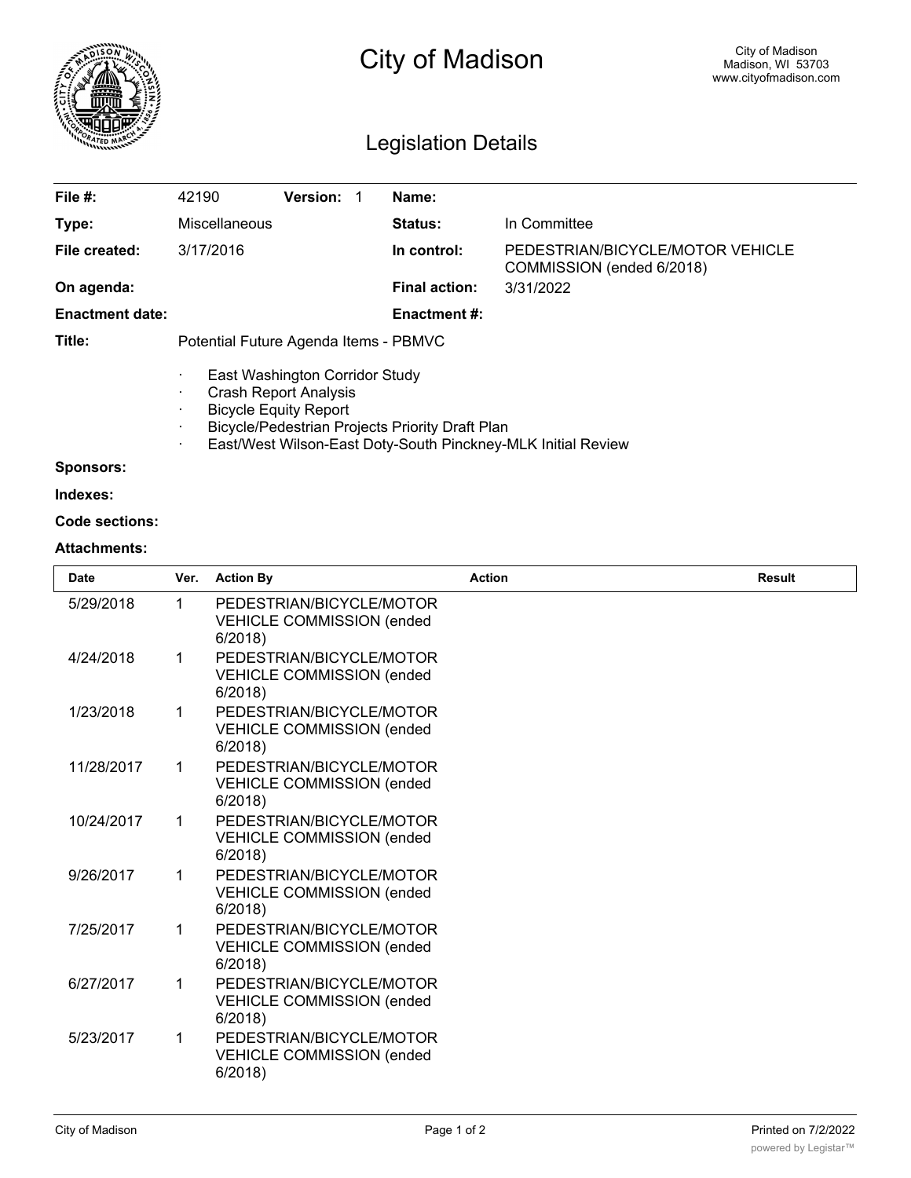# City of Madison

City of Madison
Madison, WI 53703
www.cityofmadison.com

## Legislation Details

| | | | |
|---|---|---|---|
| **File #:** | 42190 **Version:** 1 | **Name:** | |
| **Type:** | Miscellaneous | **Status:** | In Committee |
| **File created:** | 3/17/2016 | **In control:** | PEDESTRIAN/BICYCLE/MOTOR VEHICLE COMMISSION (ended 6/2018) |
| **On agenda:** | | **Final action:** | 3/31/2022 |
| **Enactment date:** | | **Enactment #:** | |

**Title:** Potential Future Agenda Items - PBMVC

- East Washington Corridor Study
- Crash Report Analysis
- Bicycle Equity Report
- Bicycle/Pedestrian Projects Priority Draft Plan
- East/West Wilson-East Doty-South Pinckney-MLK Initial Review

**Sponsors:**

**Indexes:**

**Code sections:**

**Attachments:**

| Date | Ver. | Action By | Action | Result |
|---|---|---|---|---|
| 5/29/2018 | 1 | PEDESTRIAN/BICYCLE/MOTOR VEHICLE COMMISSION (ended 6/2018) | | |
| 4/24/2018 | 1 | PEDESTRIAN/BICYCLE/MOTOR VEHICLE COMMISSION (ended 6/2018) | | |
| 1/23/2018 | 1 | PEDESTRIAN/BICYCLE/MOTOR VEHICLE COMMISSION (ended 6/2018) | | |
| 11/28/2017 | 1 | PEDESTRIAN/BICYCLE/MOTOR VEHICLE COMMISSION (ended 6/2018) | | |
| 10/24/2017 | 1 | PEDESTRIAN/BICYCLE/MOTOR VEHICLE COMMISSION (ended 6/2018) | | |
| 9/26/2017 | 1 | PEDESTRIAN/BICYCLE/MOTOR VEHICLE COMMISSION (ended 6/2018) | | |
| 7/25/2017 | 1 | PEDESTRIAN/BICYCLE/MOTOR VEHICLE COMMISSION (ended 6/2018) | | |
| 6/27/2017 | 1 | PEDESTRIAN/BICYCLE/MOTOR VEHICLE COMMISSION (ended 6/2018) | | |
| 5/23/2017 | 1 | PEDESTRIAN/BICYCLE/MOTOR VEHICLE COMMISSION (ended 6/2018) | | |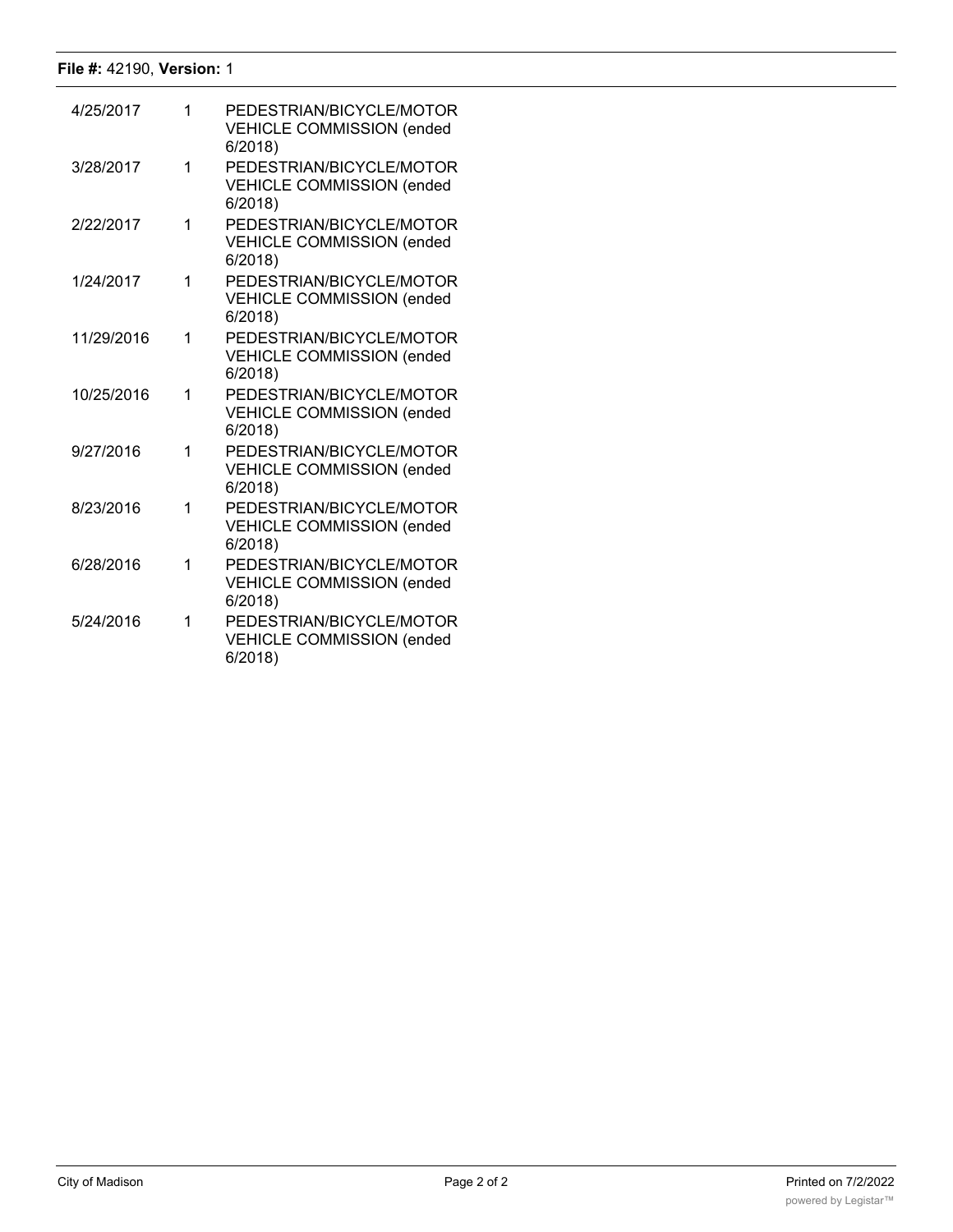| | | |
|---|---|---|
| 4/25/2017 | 1 | PEDESTRIAN/BICYCLE/MOTOR VEHICLE COMMISSION (ended 6/2018) |
| 3/28/2017 | 1 | PEDESTRIAN/BICYCLE/MOTOR VEHICLE COMMISSION (ended 6/2018) |
| 2/22/2017 | 1 | PEDESTRIAN/BICYCLE/MOTOR VEHICLE COMMISSION (ended 6/2018) |
| 1/24/2017 | 1 | PEDESTRIAN/BICYCLE/MOTOR VEHICLE COMMISSION (ended 6/2018) |
| 11/29/2016 | 1 | PEDESTRIAN/BICYCLE/MOTOR VEHICLE COMMISSION (ended 6/2018) |
| 10/25/2016 | 1 | PEDESTRIAN/BICYCLE/MOTOR VEHICLE COMMISSION (ended 6/2018) |
| 9/27/2016 | 1 | PEDESTRIAN/BICYCLE/MOTOR VEHICLE COMMISSION (ended 6/2018) |
| 8/23/2016 | 1 | PEDESTRIAN/BICYCLE/MOTOR VEHICLE COMMISSION (ended 6/2018) |
| 6/28/2016 | 1 | PEDESTRIAN/BICYCLE/MOTOR VEHICLE COMMISSION (ended 6/2018) |
| 5/24/2016 | 1 | PEDESTRIAN/BICYCLE/MOTOR VEHICLE COMMISSION (ended 6/2018) |